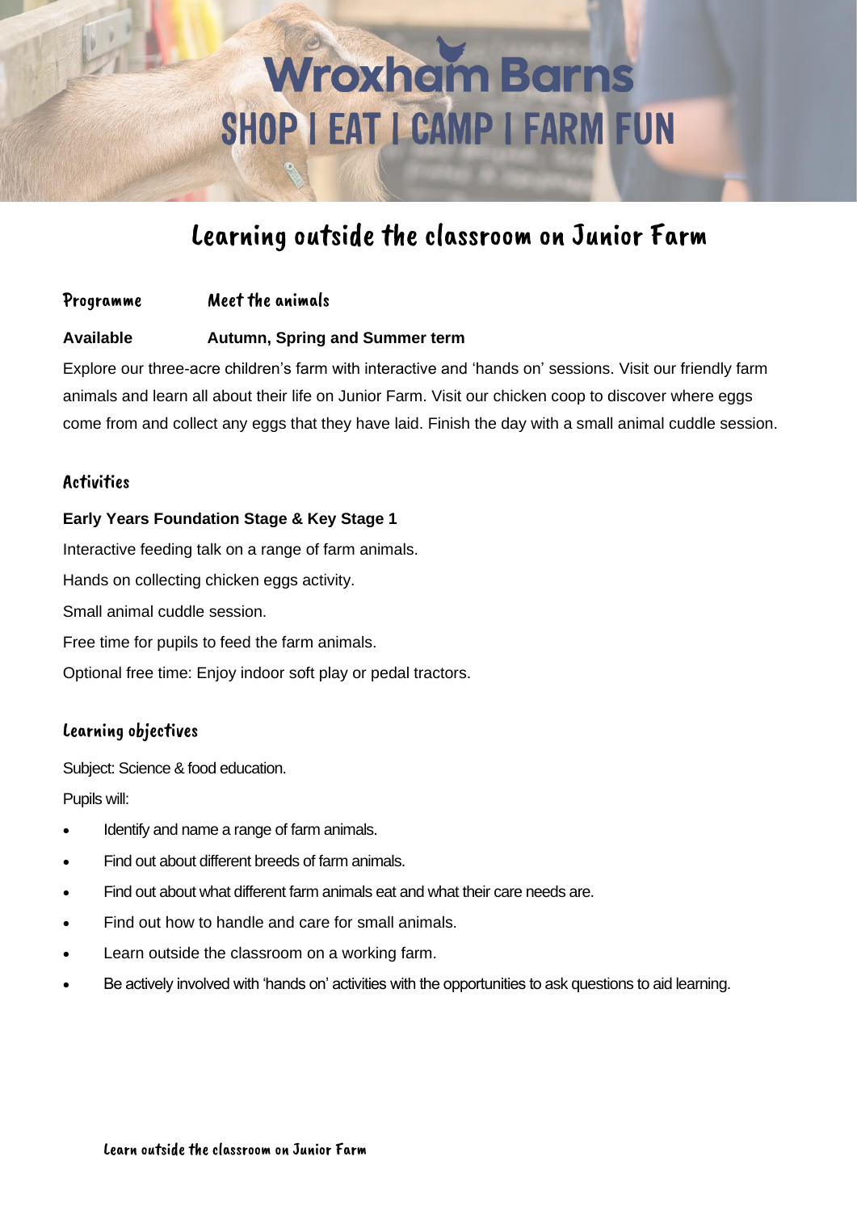# Wroxham Barns

## SHOP | EAT | CAMP | FARM FUN

# Learning outside the classroom on Junior Farm

**Programme** Meet the animals

**Available** **Autumn, Spring and Summer term**

Explore our three-acre children's farm with interactive and 'hands on' sessions. Visit our friendly farm animals and learn all about their life on Junior Farm. Visit our chicken coop to discover where eggs come from and collect any eggs that they have laid. Finish the day with a small animal cuddle session.

## Activities

**Early Years Foundation Stage & Key Stage 1**

Interactive feeding talk on a range of farm animals.

Hands on collecting chicken eggs activity.

Small animal cuddle session.

Free time for pupils to feed the farm animals.

Optional free time: Enjoy indoor soft play or pedal tractors.

## Learning objectives

Subject: Science & food education.

Pupils will:

- Identify and name a range of farm animals.
- Find out about different breeds of farm animals.
- Find out about what different farm animals eat and what their care needs are.
- Find out how to handle and care for small animals.
- Learn outside the classroom on a working farm.
- Be actively involved with 'hands on' activities with the opportunities to ask questions to aid learning.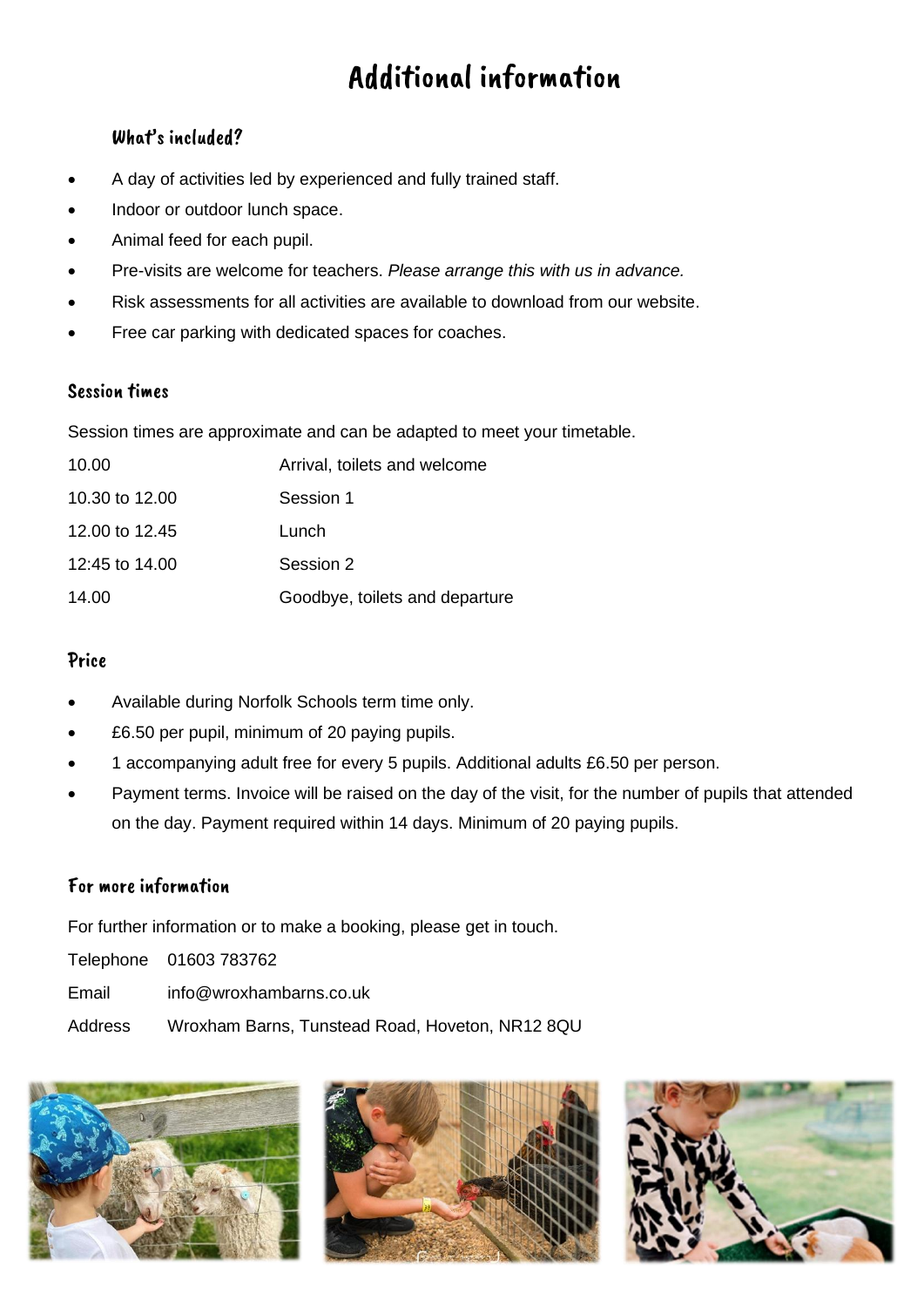# Additional information

## What's included?

- A day of activities led by experienced and fully trained staff.
- Indoor or outdoor lunch space.
- Animal feed for each pupil.
- Pre-visits are welcome for teachers. *Please arrange this with us in advance.*
- Risk assessments for all activities are available to download from our website.
- Free car parking with dedicated spaces for coaches.

## Session times

Session times are approximate and can be adapted to meet your timetable.

| | |
|---|---|
| 10.00 | Arrival, toilets and welcome |
| 10.30 to 12.00 | Session 1 |
| 12.00 to 12.45 | Lunch |
| 12:45 to 14.00 | Session 2 |
| 14.00 | Goodbye, toilets and departure |

## Price

- Available during Norfolk Schools term time only.
- £6.50 per pupil, minimum of 20 paying pupils.
- 1 accompanying adult free for every 5 pupils. Additional adults £6.50 per person.
- Payment terms. Invoice will be raised on the day of the visit, for the number of pupils that attended on the day. Payment required within 14 days. Minimum of 20 paying pupils.

## For more information

For further information or to make a booking, please get in touch.

| | |
|---|---|
| Telephone | 01603 783762 |
| Email | info@wroxhambarns.co.uk |
| Address | Wroxham Barns, Tunstead Road, Hoveton, NR12 8QU |